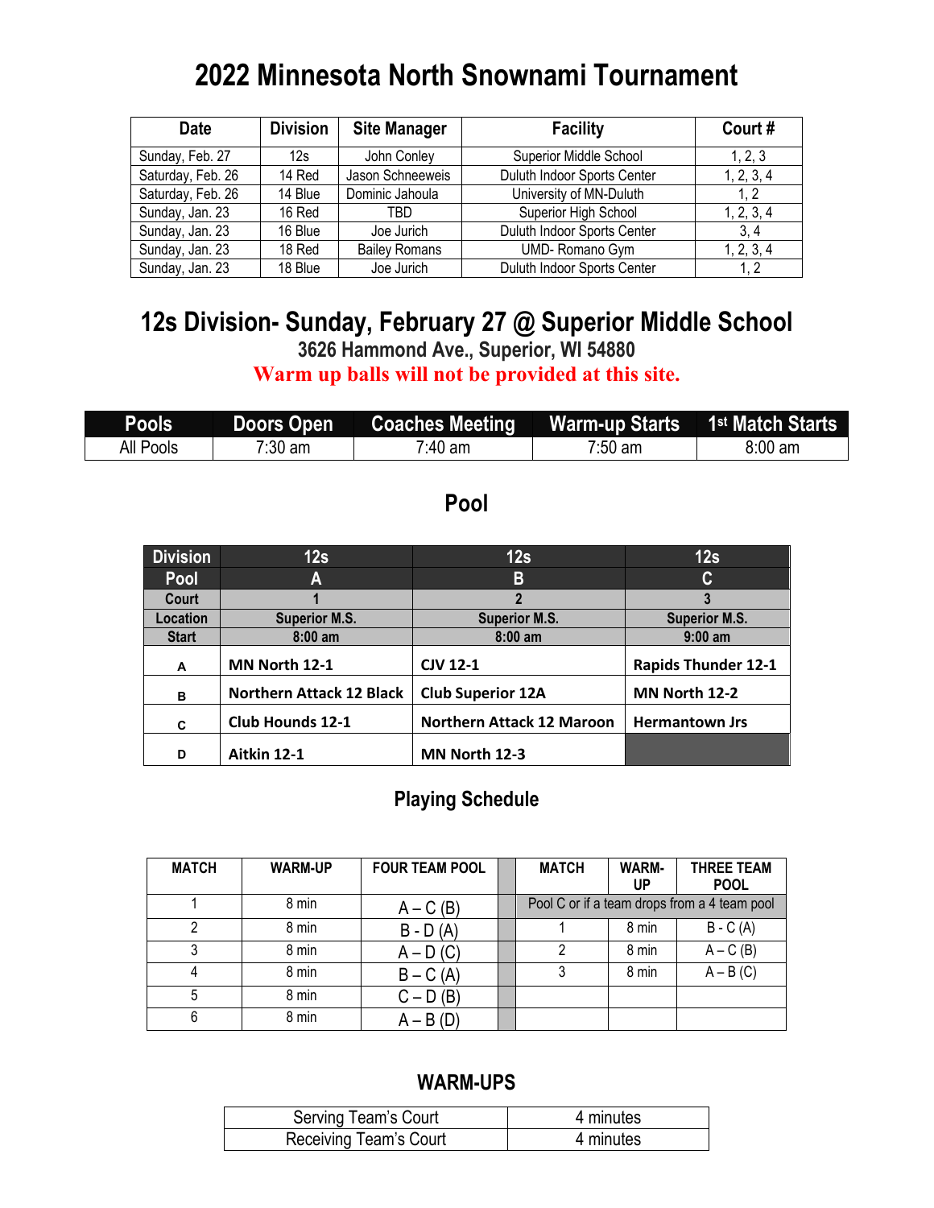# 2022 Minnesota North Snownami Tournament

| Date | Division | Site Manager | Facility | Court # |
|---|---|---|---|---|
| Sunday, Feb. 27 | 12s | John Conley | Superior Middle School | 1, 2, 3 |
| Saturday, Feb. 26 | 14 Red | Jason Schneeweis | Duluth Indoor Sports Center | 1, 2, 3, 4 |
| Saturday, Feb. 26 | 14 Blue | Dominic Jahoula | University of MN-Duluth | 1, 2 |
| Sunday, Jan. 23 | 16 Red | TBD | Superior High School | 1, 2, 3, 4 |
| Sunday, Jan. 23 | 16 Blue | Joe Jurich | Duluth Indoor Sports Center | 3, 4 |
| Sunday, Jan. 23 | 18 Red | Bailey Romans | UMD- Romano Gym | 1, 2, 3, 4 |
| Sunday, Jan. 23 | 18 Blue | Joe Jurich | Duluth Indoor Sports Center | 1, 2 |

## 12s Division- Sunday, February 27 @ Superior Middle School

**3626 Hammond Ave., Superior, WI 54880**

**Warm up balls will not be provided at this site.**

| Pools | Doors Open | Coaches Meeting | Warm-up Starts | 1st Match Starts |
|---|---|---|---|---|
| All Pools | 7:30 am | 7:40 am | 7:50 am | 8:00 am |

### Pool

| Division | 12s | 12s | 12s |
|---|---|---|---|
| **Pool** | **A** | **B** | **C** |
| **Court** | **1** | **2** | **3** |
| **Location** | **Superior M.S.** | **Superior M.S.** | **Superior M.S.** |
| **Start** | **8:00 am** | **8:00 am** | **9:00 am** |
| **A** | **MN North 12-1** | **CJV 12-1** | **Rapids Thunder 12-1** |
| **B** | **Northern Attack 12 Black** | **Club Superior 12A** | **MN North 12-2** |
| **C** | **Club Hounds 12-1** | **Northern Attack 12 Maroon** | **Hermantown Jrs** |
| **D** | **Aitkin 12-1** | **MN North 12-3** | |

### Playing Schedule

| MATCH | WARM-UP | FOUR TEAM POOL | MATCH | WARM-UP | THREE TEAM POOL |
|---|---|---|---|---|---|
| 1 | 8 min | A – C (B) | Pool C or if a team drops from a 4 team pool | | |
| 2 | 8 min | B - D (A) | 1 | 8 min | B - C (A) |
| 3 | 8 min | A – D (C) | 2 | 8 min | A – C (B) |
| 4 | 8 min | B – C (A) | 3 | 8 min | A – B (C) |
| 5 | 8 min | C – D (B) | | | |
| 6 | 8 min | A – B (D) | | | |

### WARM-UPS

| Serving Team's Court | 4 minutes |
|---|---|
| Receiving Team's Court | 4 minutes |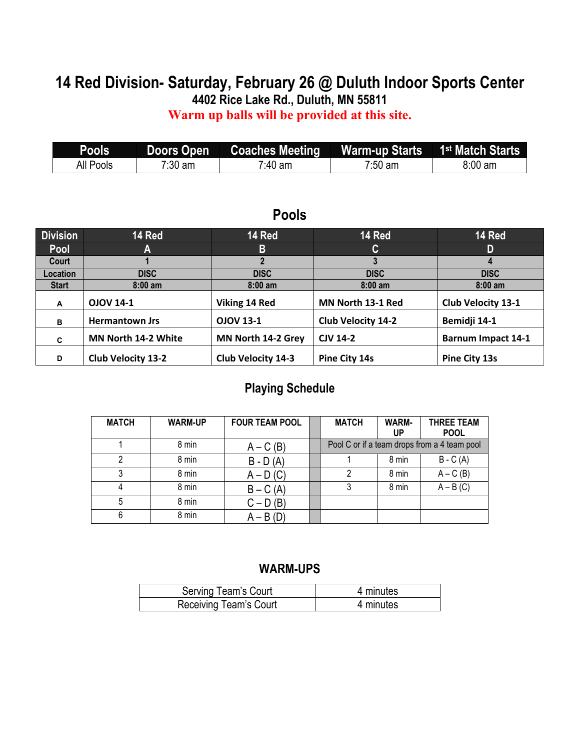# 14 Red Division- Saturday, February 26 @ Duluth Indoor Sports Center

### 4402 Rice Lake Rd., Duluth, MN 55811

**Warm up balls will be provided at this site.**

| Pools | Doors Open | Coaches Meeting | Warm-up Starts | 1st Match Starts |
|---|---|---|---|---|
| All Pools | 7:30 am | 7:40 am | 7:50 am | 8:00 am |

## Pools

| Division | 14 Red | 14 Red | 14 Red | 14 Red |
|---|---|---|---|---|
| Pool | A | B | C | D |
| Court | 1 | 2 | 3 | 4 |
| Location | DISC | DISC | DISC | DISC |
| Start | 8:00 am | 8:00 am | 8:00 am | 8:00 am |
| A | **OJOV 14-1** | **Viking 14 Red** | **MN North 13-1 Red** | **Club Velocity 13-1** |
| B | **Hermantown Jrs** | **OJOV 13-1** | **Club Velocity 14-2** | **Bemidji 14-1** |
| C | **MN North 14-2 White** | **MN North 14-2 Grey** | **CJV 14-2** | **Barnum Impact 14-1** |
| D | **Club Velocity 13-2** | **Club Velocity 14-3** | **Pine City 14s** | **Pine City 13s** |

## Playing Schedule

| MATCH | WARM-UP | FOUR TEAM POOL | | MATCH | WARM-UP | THREE TEAM POOL |
|---|---|---|---|---|---|---|
| 1 | 8 min | A – C (B) | | Pool C or if a team drops from a 4 team pool | | |
| 2 | 8 min | B - D (A) | | 1 | 8 min | B - C (A) |
| 3 | 8 min | A – D (C) | | 2 | 8 min | A – C (B) |
| 4 | 8 min | B – C (A) | | 3 | 8 min | A – B (C) |
| 5 | 8 min | C – D (B) | | | | |
| 6 | 8 min | A – B (D) | | | | |

## WARM-UPS

| Serving Team's Court | 4 minutes |
|---|---|
| Receiving Team's Court | 4 minutes |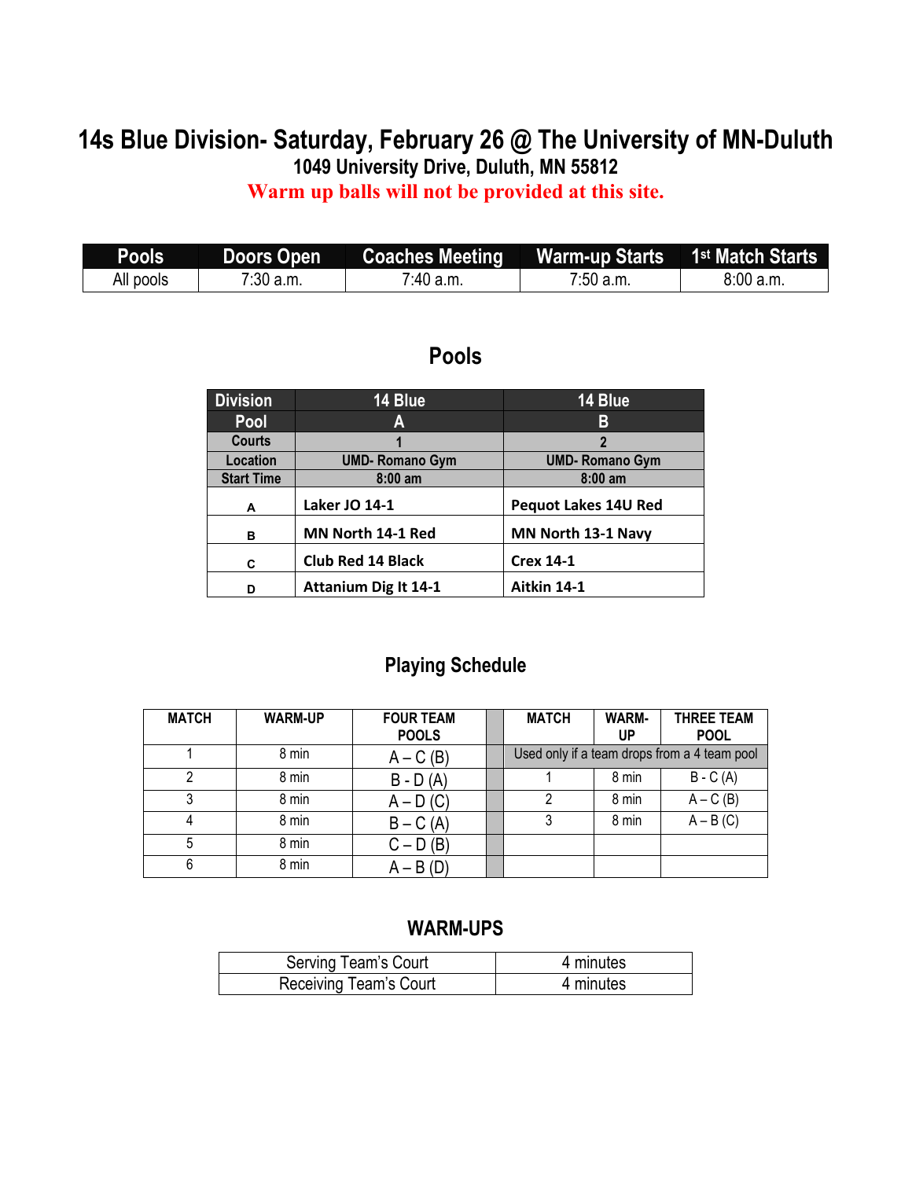# 14s Blue Division- Saturday, February 26 @ The University of MN-Duluth

**1049 University Drive, Duluth, MN 55812**

**Warm up balls will not be provided at this site.**

| Pools | Doors Open | Coaches Meeting | Warm-up Starts | 1st Match Starts |
|---|---|---|---|---|
| All pools | 7:30 a.m. | 7:40 a.m. | 7:50 a.m. | 8:00 a.m. |

## Pools

| Division | 14 Blue | 14 Blue |
|---|---|---|
| Pool | A | B |
| Courts | 1 | 2 |
| Location | UMD- Romano Gym | UMD- Romano Gym |
| Start Time | 8:00 am | 8:00 am |
| A | Laker JO 14-1 | Pequot Lakes 14U Red |
| B | MN North 14-1 Red | MN North 13-1 Navy |
| C | Club Red 14 Black | Crex 14-1 |
| D | Attanium Dig It 14-1 | Aitkin 14-1 |

## Playing Schedule

| MATCH | WARM-UP | FOUR TEAM POOLS | | MATCH | WARM-UP | THREE TEAM POOL |
|---|---|---|---|---|---|---|
| 1 | 8 min | A – C (B) | | Used only if a team drops from a 4 team pool | | |
| 2 | 8 min | B - D (A) | | 1 | 8 min | B - C (A) |
| 3 | 8 min | A – D (C) | | 2 | 8 min | A – C (B) |
| 4 | 8 min | B – C (A) | | 3 | 8 min | A – B (C) |
| 5 | 8 min | C – D (B) | | | | |
| 6 | 8 min | A – B (D) | | | | |

## WARM-UPS

| Serving Team's Court | 4 minutes |
|---|---|
| Receiving Team's Court | 4 minutes |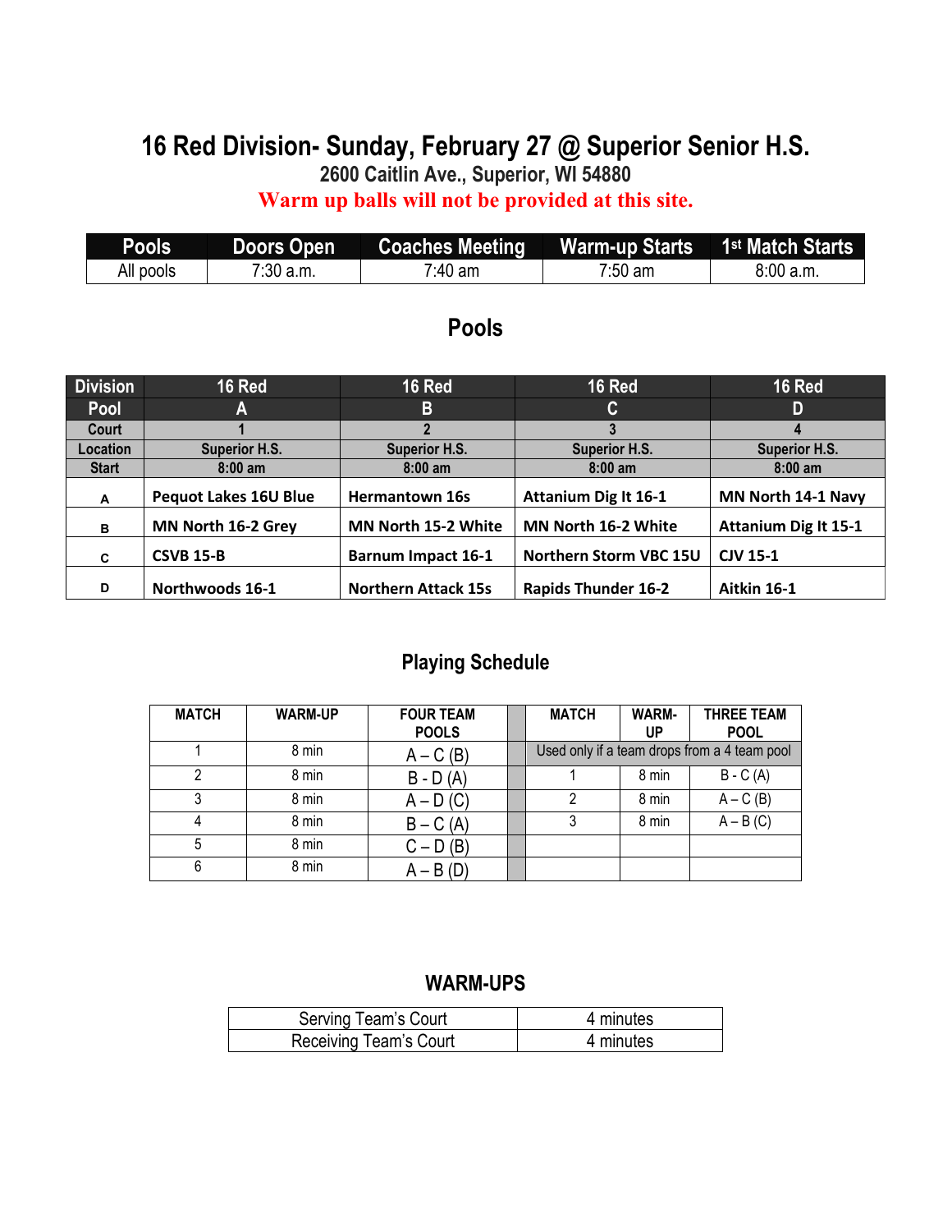# 16 Red Division- Sunday, February 27 @ Superior Senior H.S.

**2600 Caitlin Ave., Superior, WI 54880**

**Warm up balls will not be provided at this site.**

| Pools | Doors Open | Coaches Meeting | Warm-up Starts | 1st Match Starts |
|---|---|---|---|---|
| All pools | 7:30 a.m. | 7:40 am | 7:50 am | 8:00 a.m. |

## Pools

| Division | 16 Red | 16 Red | 16 Red | 16 Red |
|---|---|---|---|---|
| Pool | A | B | C | D |
| Court | 1 | 2 | 3 | 4 |
| Location | Superior H.S. | Superior H.S. | Superior H.S. | Superior H.S. |
| Start | 8:00 am | 8:00 am | 8:00 am | 8:00 am |
| A | Pequot Lakes 16U Blue | Hermantown 16s | Attanium Dig It 16-1 | MN North 14-1 Navy |
| B | MN North 16-2 Grey | MN North 15-2 White | MN North 16-2 White | Attanium Dig It 15-1 |
| C | CSVB 15-B | Barnum Impact 16-1 | Northern Storm VBC 15U | CJV 15-1 |
| D | Northwoods 16-1 | Northern Attack 15s | Rapids Thunder 16-2 | Aitkin 16-1 |

## Playing Schedule

| MATCH | WARM-UP | FOUR TEAM POOLS | | MATCH | WARM-UP | THREE TEAM POOL |
|---|---|---|---|---|---|---|
| 1 | 8 min | A – C (B) | | Used only if a team drops from a 4 team pool | | |
| 2 | 8 min | B - D (A) | | 1 | 8 min | B - C (A) |
| 3 | 8 min | A – D (C) | | 2 | 8 min | A – C (B) |
| 4 | 8 min | B – C (A) | | 3 | 8 min | A – B (C) |
| 5 | 8 min | C – D (B) | | | | |
| 6 | 8 min | A – B (D) | | | | |

## WARM-UPS

| Serving Team's Court | 4 minutes |
|---|---|
| Receiving Team's Court | 4 minutes |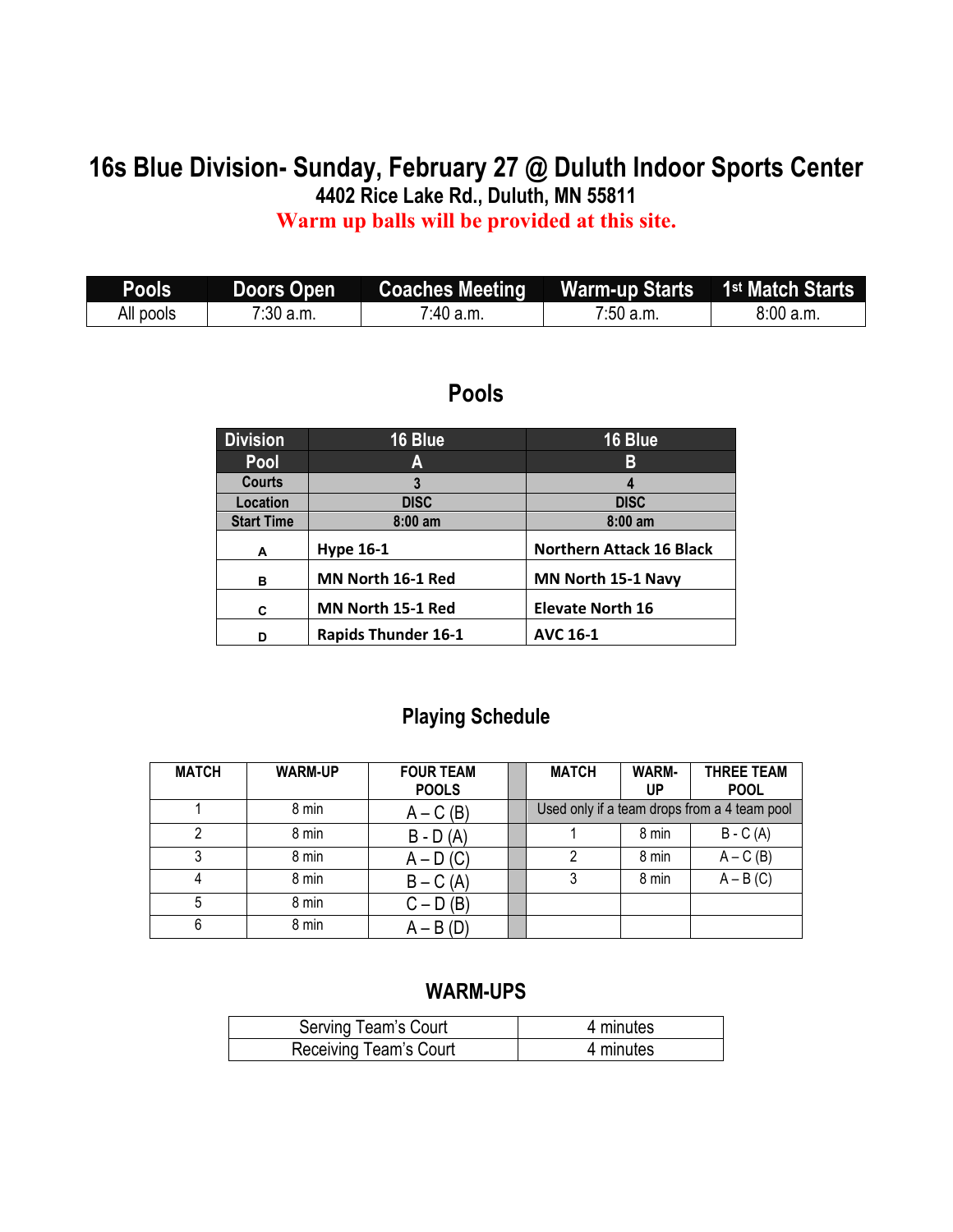# 16s Blue Division- Sunday, February 27 @ Duluth Indoor Sports Center

**4402 Rice Lake Rd., Duluth, MN 55811**

**Warm up balls will be provided at this site.**

| Pools | Doors Open | Coaches Meeting | Warm-up Starts | 1st Match Starts |
|---|---|---|---|---|
| All pools | 7:30 a.m. | 7:40 a.m. | 7:50 a.m. | 8:00 a.m. |

## Pools

| Division | 16 Blue | 16 Blue |
|---|---|---|
| Pool | A | B |
| Courts | 3 | 4 |
| Location | DISC | DISC |
| Start Time | 8:00 am | 8:00 am |
| A | Hype 16-1 | Northern Attack 16 Black |
| B | MN North 16-1 Red | MN North 15-1 Navy |
| C | MN North 15-1 Red | Elevate North 16 |
| D | Rapids Thunder 16-1 | AVC 16-1 |

## Playing Schedule

| MATCH | WARM-UP | FOUR TEAM POOLS | | MATCH | WARM-UP | THREE TEAM POOL |
|---|---|---|---|---|---|---|
| 1 | 8 min | A – C (B) | | Used only if a team drops from a 4 team pool | | |
| 2 | 8 min | B - D (A) | | 1 | 8 min | B - C (A) |
| 3 | 8 min | A – D (C) | | 2 | 8 min | A – C (B) |
| 4 | 8 min | B – C (A) | | 3 | 8 min | A – B (C) |
| 5 | 8 min | C – D (B) | | | | |
| 6 | 8 min | A – B (D) | | | | |

## WARM-UPS

| Serving Team's Court | 4 minutes |
|---|---|
| Receiving Team's Court | 4 minutes |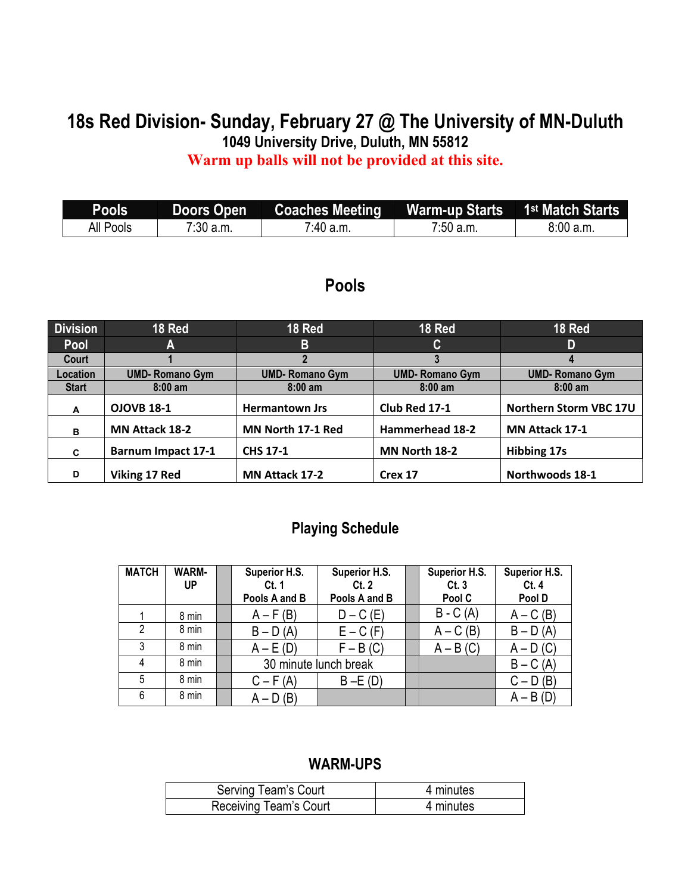# 18s Red Division- Sunday, February 27 @ The University of MN-Duluth

**1049 University Drive, Duluth, MN 55812**

**Warm up balls will not be provided at this site.**

| Pools | Doors Open | Coaches Meeting | Warm-up Starts | 1st Match Starts |
|---|---|---|---|---|
| All Pools | 7:30 a.m. | 7:40 a.m. | 7:50 a.m. | 8:00 a.m. |

## Pools

| Division | 18 Red | 18 Red | 18 Red | 18 Red |
|---|---|---|---|---|
| Pool | A | B | C | D |
| Court | 1 | 2 | 3 | 4 |
| Location | UMD- Romano Gym | UMD- Romano Gym | UMD- Romano Gym | UMD- Romano Gym |
| Start | 8:00 am | 8:00 am | 8:00 am | 8:00 am |
| A | OJOVB 18-1 | Hermantown Jrs | Club Red 17-1 | Northern Storm VBC 17U |
| B | MN Attack 18-2 | MN North 17-1 Red | Hammerhead 18-2 | MN Attack 17-1 |
| C | Barnum Impact 17-1 | CHS 17-1 | MN North 18-2 | Hibbing 17s |
| D | Viking 17 Red | MN Attack 17-2 | Crex 17 | Northwoods 18-1 |

## Playing Schedule

| MATCH | WARM-UP | Superior H.S. Ct. 1 Pools A and B | Superior H.S. Ct. 2 Pools A and B | Superior H.S. Ct. 3 Pool C | Superior H.S. Ct. 4 Pool D |
|---|---|---|---|---|---|
| 1 | 8 min | A – F (B) | D – C (E) | B - C (A) | A – C (B) |
| 2 | 8 min | B – D (A) | E – C (F) | A – C (B) | B – D (A) |
| 3 | 8 min | A – E (D) | F – B (C) | A – B (C) | A – D (C) |
| 4 | 8 min | 30 minute lunch break | | | B – C (A) |
| 5 | 8 min | C – F (A) | B –E (D) | | C – D (B) |
| 6 | 8 min | A – D (B) | | | A – B (D) |

## WARM-UPS

| | |
|---|---|
| Serving Team's Court | 4 minutes |
| Receiving Team's Court | 4 minutes |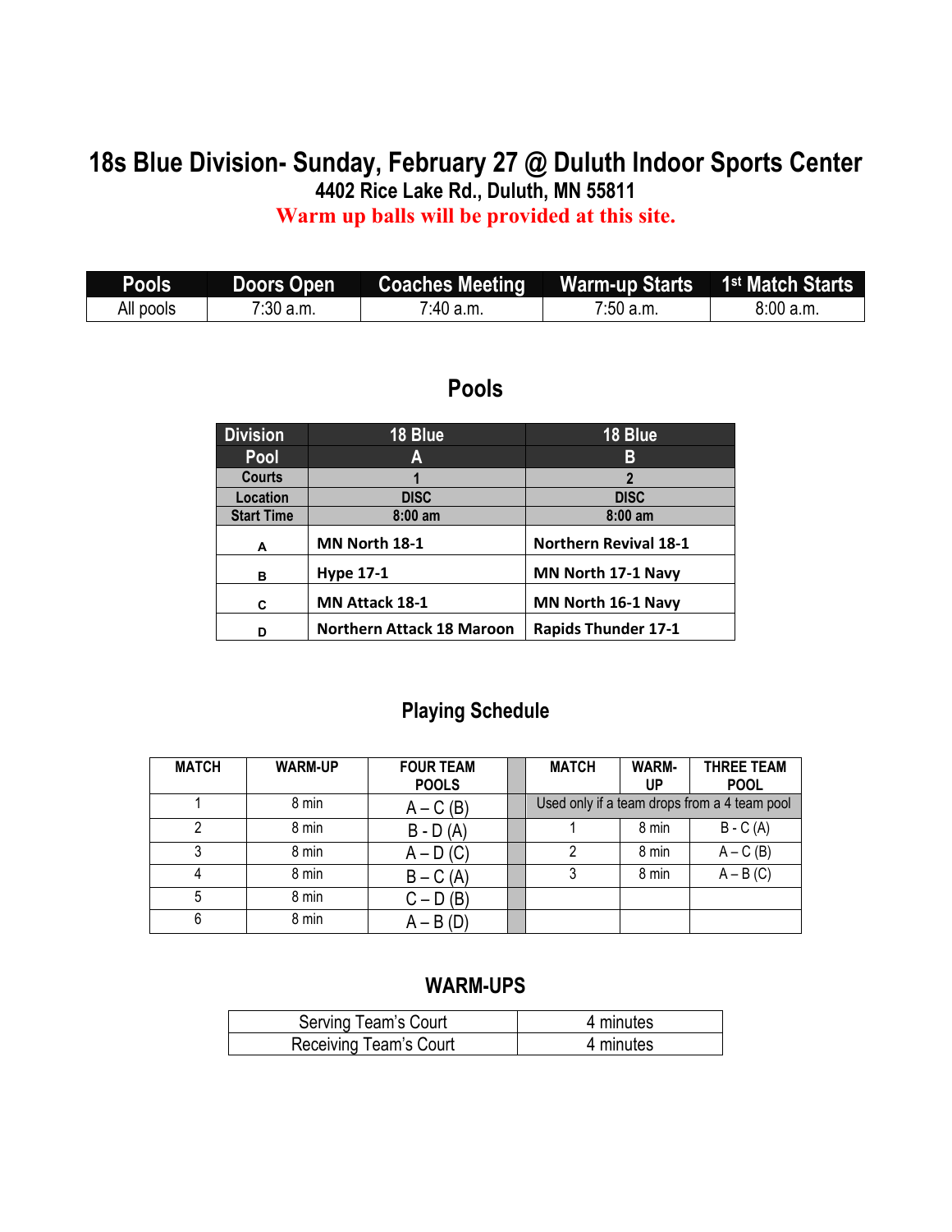# 18s Blue Division- Sunday, February 27 @ Duluth Indoor Sports Center

**4402 Rice Lake Rd., Duluth, MN 55811**

**Warm up balls will be provided at this site.**

| Pools | Doors Open | Coaches Meeting | Warm-up Starts | 1st Match Starts |
|---|---|---|---|---|
| All pools | 7:30 a.m. | 7:40 a.m. | 7:50 a.m. | 8:00 a.m. |

## Pools

| Division | 18 Blue | 18 Blue |
|---|---|---|
| Pool | A | B |
| Courts | 1 | 2 |
| Location | DISC | DISC |
| Start Time | 8:00 am | 8:00 am |
| A | MN North 18-1 | Northern Revival 18-1 |
| B | Hype 17-1 | MN North 17-1 Navy |
| C | MN Attack 18-1 | MN North 16-1 Navy |
| D | Northern Attack 18 Maroon | Rapids Thunder 17-1 |

## Playing Schedule

| MATCH | WARM-UP | FOUR TEAM POOLS | | MATCH | WARM-UP | THREE TEAM POOL |
|---|---|---|---|---|---|---|
| 1 | 8 min | A – C (B) | | Used only if a team drops from a 4 team pool | | |
| 2 | 8 min | B - D (A) | | 1 | 8 min | B - C (A) |
| 3 | 8 min | A – D (C) | | 2 | 8 min | A – C (B) |
| 4 | 8 min | B – C (A) | | 3 | 8 min | A – B (C) |
| 5 | 8 min | C – D (B) | | | | |
| 6 | 8 min | A – B (D) | | | | |

## WARM-UPS

| Serving Team's Court | 4 minutes |
|---|---|
| Receiving Team's Court | 4 minutes |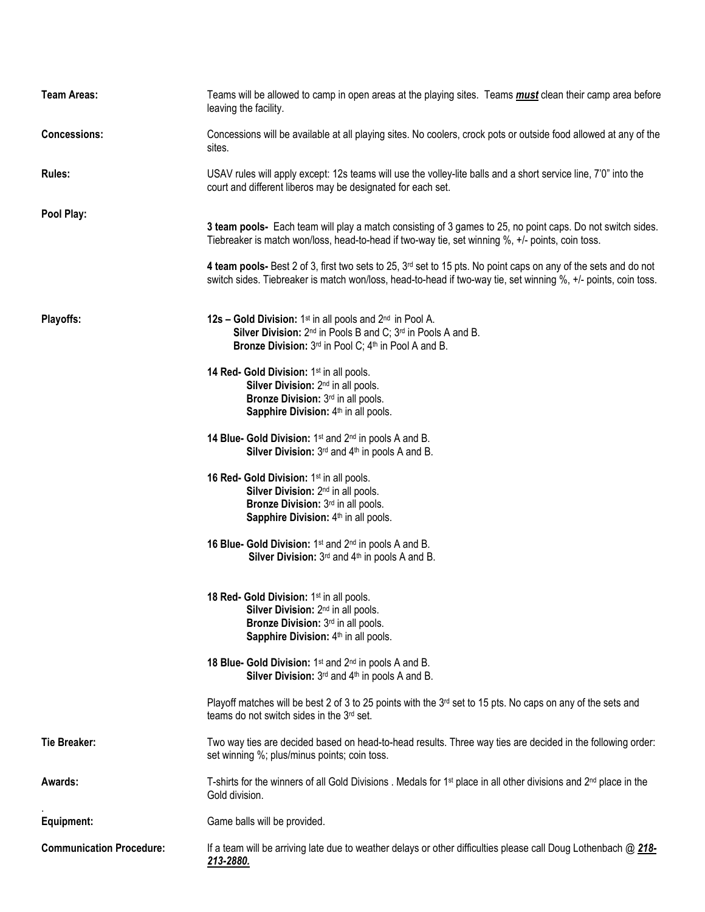**Team Areas:** Teams will be allowed to camp in open areas at the playing sites. Teams ***must*** clean their camp area before leaving the facility.

**Concessions:** Concessions will be available at all playing sites. No coolers, crock pots or outside food allowed at any of the sites.

**Rules:** USAV rules will apply except: 12s teams will use the volley-lite balls and a short service line, 7'0" into the court and different liberos may be designated for each set.

**Pool Play:**

**3 team pools-** Each team will play a match consisting of 3 games to 25, no point caps. Do not switch sides. Tiebreaker is match won/loss, head-to-head if two-way tie, set winning %, +/- points, coin toss.

**4 team pools-** Best 2 of 3, first two sets to 25, 3rd set to 15 pts. No point caps on any of the sets and do not switch sides. Tiebreaker is match won/loss, head-to-head if two-way tie, set winning %, +/- points, coin toss.

**Playoffs:**

**12s – Gold Division:** 1st in all pools and 2nd in Pool A.
**Silver Division:** 2nd in Pools B and C; 3rd in Pools A and B.
**Bronze Division:** 3rd in Pool C; 4th in Pool A and B.

**14 Red- Gold Division:** 1st in all pools.
**Silver Division:** 2nd in all pools.
**Bronze Division:** 3rd in all pools.
**Sapphire Division:** 4th in all pools.

**14 Blue- Gold Division:** 1st and 2nd in pools A and B.
**Silver Division:** 3rd and 4th in pools A and B.

**16 Red- Gold Division:** 1st in all pools.
**Silver Division:** 2nd in all pools.
**Bronze Division:** 3rd in all pools.
**Sapphire Division:** 4th in all pools.

**16 Blue- Gold Division:** 1st and 2nd in pools A and B.
**Silver Division:** 3rd and 4th in pools A and B.

**18 Red- Gold Division:** 1st in all pools.
**Silver Division:** 2nd in all pools.
**Bronze Division:** 3rd in all pools.
**Sapphire Division:** 4th in all pools.

**18 Blue- Gold Division:** 1st and 2nd in pools A and B.
**Silver Division:** 3rd and 4th in pools A and B.

Playoff matches will be best 2 of 3 to 25 points with the 3rd set to 15 pts. No caps on any of the sets and teams do not switch sides in the 3rd set.

**Tie Breaker:** Two way ties are decided based on head-to-head results. Three way ties are decided in the following order: set winning %; plus/minus points; coin toss.

**Awards:** T-shirts for the winners of all Gold Divisions . Medals for 1st place in all other divisions and 2nd place in the Gold division.

**Equipment:** Game balls will be provided.

**Communication Procedure:** If a team will be arriving late due to weather delays or other difficulties please call Doug Lothenbach @ ***218-213-2880.***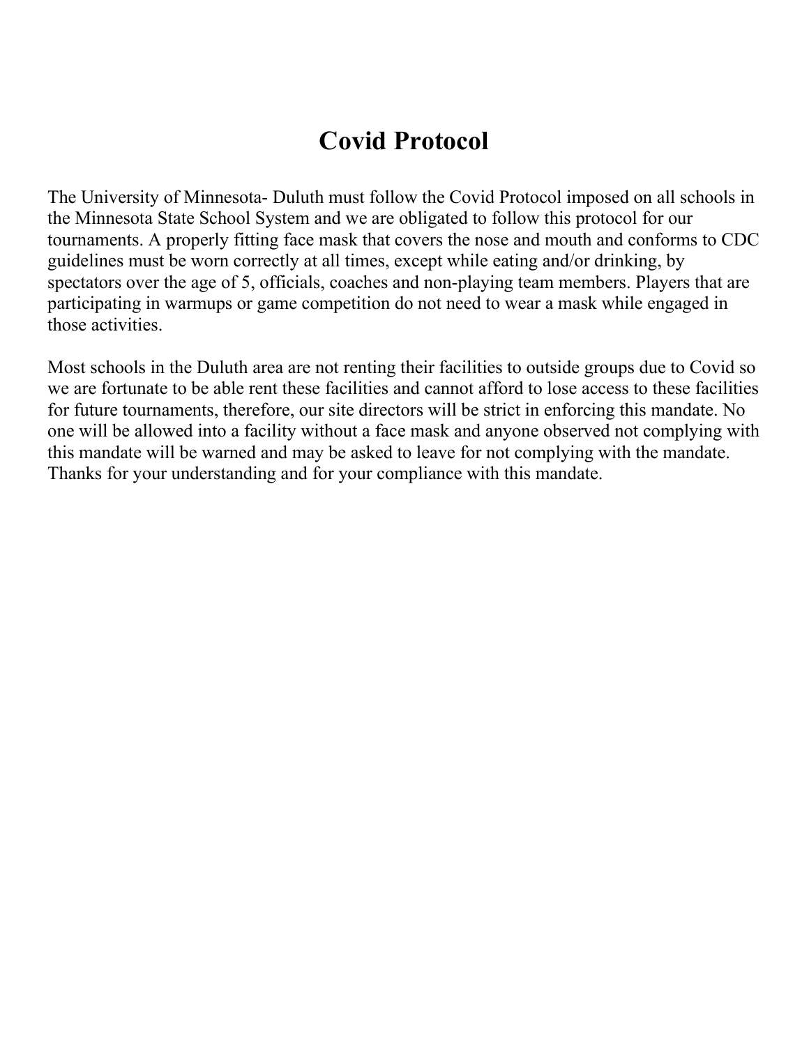# Covid Protocol

The University of Minnesota- Duluth must follow the Covid Protocol imposed on all schools in the Minnesota State School System and we are obligated to follow this protocol for our tournaments. A properly fitting face mask that covers the nose and mouth and conforms to CDC guidelines must be worn correctly at all times, except while eating and/or drinking, by spectators over the age of 5, officials, coaches and non-playing team members. Players that are participating in warmups or game competition do not need to wear a mask while engaged in those activities.

Most schools in the Duluth area are not renting their facilities to outside groups due to Covid so we are fortunate to be able rent these facilities and cannot afford to lose access to these facilities for future tournaments, therefore, our site directors will be strict in enforcing this mandate. No one will be allowed into a facility without a face mask and anyone observed not complying with this mandate will be warned and may be asked to leave for not complying with the mandate. Thanks for your understanding and for your compliance with this mandate.